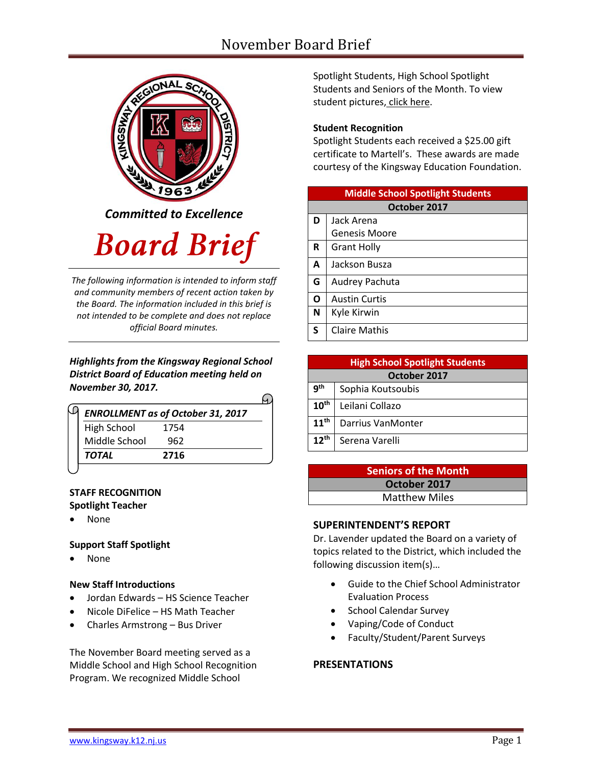*Committed to Excellence*

# Board Brief

*The following information is intended to inform staff and community members of recent action taken by the Board. The information included in this brief is not intended to be complete and does not replace official Board minutes.*

***Highlights from the Kingsway Regional School District Board of Education meeting held on November 30, 2017.***

| ***ENROLLMENT as of October 31, 2017*** | |
|---|---|
| High School | 1754 |
| Middle School | 962 |
| ***TOTAL*** | **2716** |

**STAFF RECOGNITION**

**Spotlight Teacher**

- None

**Support Staff Spotlight**

- None

**New Staff Introductions**

- Jordan Edwards – HS Science Teacher
- Nicole DiFelice – HS Math Teacher
- Charles Armstrong – Bus Driver

The November Board meeting served as a Middle School and High School Recognition Program. We recognized Middle School Spotlight Students, High School Spotlight Students and Seniors of the Month. To view student pictures, click here.

**Student Recognition**

Spotlight Students each received a $25.00 gift certificate to Martell's. These awards are made courtesy of the Kingsway Education Foundation.

| **Middle School Spotlight Students** | |
|---|---|
| **October 2017** | |
| **D** | Jack Arena<br>Genesis Moore |
| **R** | Grant Holly |
| **A** | Jackson Busza |
| **G** | Audrey Pachuta |
| **O** | Austin Curtis |
| **N** | Kyle Kirwin |
| **S** | Claire Mathis |

| **High School Spotlight Students** | |
|---|---|
| **October 2017** | |
| **9th** | Sophia Koutsoubis |
| **10th** | Leilani Collazo |
| **11th** | Darrius VanMonter |
| **12th** | Serena Varelli |

| **Seniors of the Month** |
|---|
| **October 2017** |
| Matthew Miles |

**SUPERINTENDENT'S REPORT**

Dr. Lavender updated the Board on a variety of topics related to the District, which included the following discussion item(s)…

- Guide to the Chief School Administrator Evaluation Process
- School Calendar Survey
- Vaping/Code of Conduct
- Faculty/Student/Parent Surveys

**PRESENTATIONS**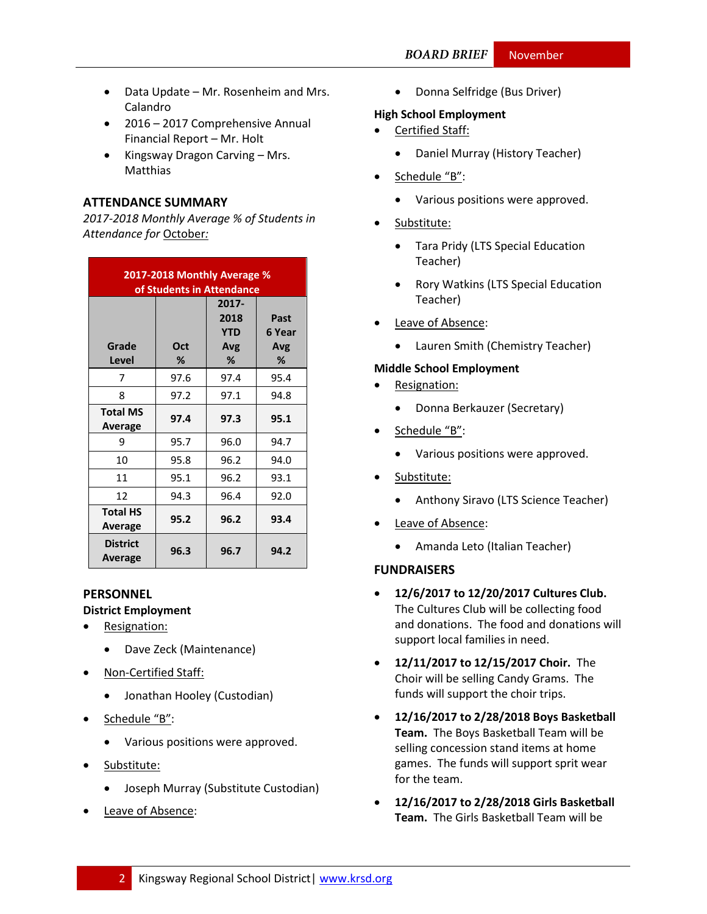- Data Update – Mr. Rosenheim and Mrs. Calandro
- 2016 – 2017 Comprehensive Annual Financial Report – Mr. Holt
- Kingsway Dragon Carving – Mrs. Matthias

## ATTENDANCE SUMMARY

*2017-2018 Monthly Average % of Students in Attendance for* October:

| 2017-2018 Monthly Average % of Students in Attendance | | | |
|---|---|---|---|
| Grade Level | Oct % | 2017-2018 YTD Avg % | Past 6 Year Avg % |
| 7 | 97.6 | 97.4 | 95.4 |
| 8 | 97.2 | 97.1 | 94.8 |
| **Total MS Average** | **97.4** | **97.3** | **95.1** |
| 9 | 95.7 | 96.0 | 94.7 |
| 10 | 95.8 | 96.2 | 94.0 |
| 11 | 95.1 | 96.2 | 93.1 |
| 12 | 94.3 | 96.4 | 92.0 |
| **Total HS Average** | **95.2** | **96.2** | **93.4** |
| **District Average** | **96.3** | **96.7** | **94.2** |

## PERSONNEL

### District Employment

- Resignation:
  - Dave Zeck (Maintenance)
- Non-Certified Staff:
  - Jonathan Hooley (Custodian)
- Schedule "B":
  - Various positions were approved.
- Substitute:
  - Joseph Murray (Substitute Custodian)
- Leave of Absence:
  - Donna Selfridge (Bus Driver)

### High School Employment

- Certified Staff:
  - Daniel Murray (History Teacher)
- Schedule "B":
  - Various positions were approved.
- Substitute:
  - Tara Pridy (LTS Special Education Teacher)
  - Rory Watkins (LTS Special Education Teacher)
- Leave of Absence:
  - Lauren Smith (Chemistry Teacher)

### Middle School Employment

- Resignation:
  - Donna Berkauzer (Secretary)
- Schedule "B":
  - Various positions were approved.
- Substitute:
  - Anthony Siravo (LTS Science Teacher)
- Leave of Absence:
  - Amanda Leto (Italian Teacher)

## FUNDRAISERS

- **12/6/2017 to 12/20/2017 Cultures Club.** The Cultures Club will be collecting food and donations. The food and donations will support local families in need.
- **12/11/2017 to 12/15/2017 Choir.** The Choir will be selling Candy Grams. The funds will support the choir trips.
- **12/16/2017 to 2/28/2018 Boys Basketball Team.** The Boys Basketball Team will be selling concession stand items at home games. The funds will support sprit wear for the team.
- **12/16/2017 to 2/28/2018 Girls Basketball Team.** The Girls Basketball Team will be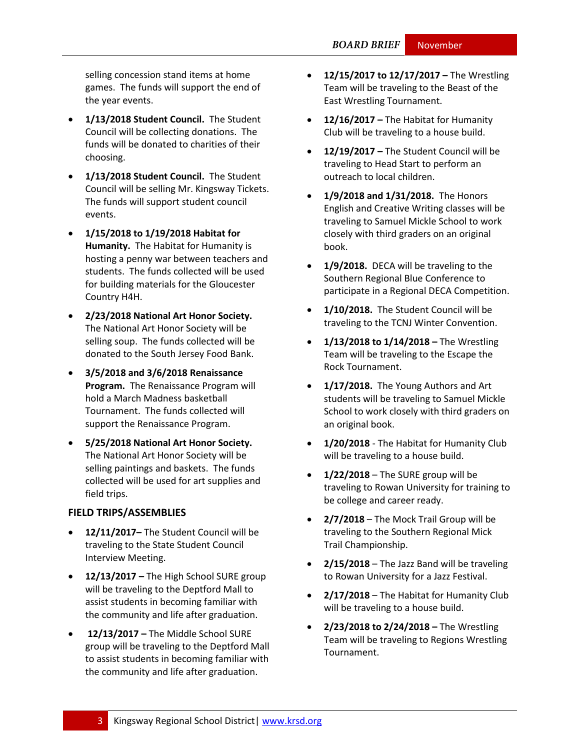selling concession stand items at home games. The funds will support the end of the year events.

- **1/13/2018 Student Council.** The Student Council will be collecting donations. The funds will be donated to charities of their choosing.
- **1/13/2018 Student Council.** The Student Council will be selling Mr. Kingsway Tickets. The funds will support student council events.
- **1/15/2018 to 1/19/2018 Habitat for Humanity.** The Habitat for Humanity is hosting a penny war between teachers and students. The funds collected will be used for building materials for the Gloucester Country H4H.
- **2/23/2018 National Art Honor Society.** The National Art Honor Society will be selling soup. The funds collected will be donated to the South Jersey Food Bank.
- **3/5/2018 and 3/6/2018 Renaissance Program.** The Renaissance Program will hold a March Madness basketball Tournament. The funds collected will support the Renaissance Program.
- **5/25/2018 National Art Honor Society.** The National Art Honor Society will be selling paintings and baskets. The funds collected will be used for art supplies and field trips.

## FIELD TRIPS/ASSEMBLIES

- **12/11/2017–** The Student Council will be traveling to the State Student Council Interview Meeting.
- **12/13/2017 –** The High School SURE group will be traveling to the Deptford Mall to assist students in becoming familiar with the community and life after graduation.
- **12/13/2017 –** The Middle School SURE group will be traveling to the Deptford Mall to assist students in becoming familiar with the community and life after graduation.
- **12/15/2017 to 12/17/2017 –** The Wrestling Team will be traveling to the Beast of the East Wrestling Tournament.
- **12/16/2017 –** The Habitat for Humanity Club will be traveling to a house build.
- **12/19/2017 –** The Student Council will be traveling to Head Start to perform an outreach to local children.
- **1/9/2018 and 1/31/2018.** The Honors English and Creative Writing classes will be traveling to Samuel Mickle School to work closely with third graders on an original book.
- **1/9/2018.** DECA will be traveling to the Southern Regional Blue Conference to participate in a Regional DECA Competition.
- **1/10/2018.** The Student Council will be traveling to the TCNJ Winter Convention.
- **1/13/2018 to 1/14/2018 –** The Wrestling Team will be traveling to the Escape the Rock Tournament.
- **1/17/2018.** The Young Authors and Art students will be traveling to Samuel Mickle School to work closely with third graders on an original book.
- **1/20/2018** - The Habitat for Humanity Club will be traveling to a house build.
- **1/22/2018** – The SURE group will be traveling to Rowan University for training to be college and career ready.
- **2/7/2018** – The Mock Trail Group will be traveling to the Southern Regional Mick Trail Championship.
- **2/15/2018** – The Jazz Band will be traveling to Rowan University for a Jazz Festival.
- **2/17/2018** – The Habitat for Humanity Club will be traveling to a house build.
- **2/23/2018 to 2/24/2018 –** The Wrestling Team will be traveling to Regions Wrestling Tournament.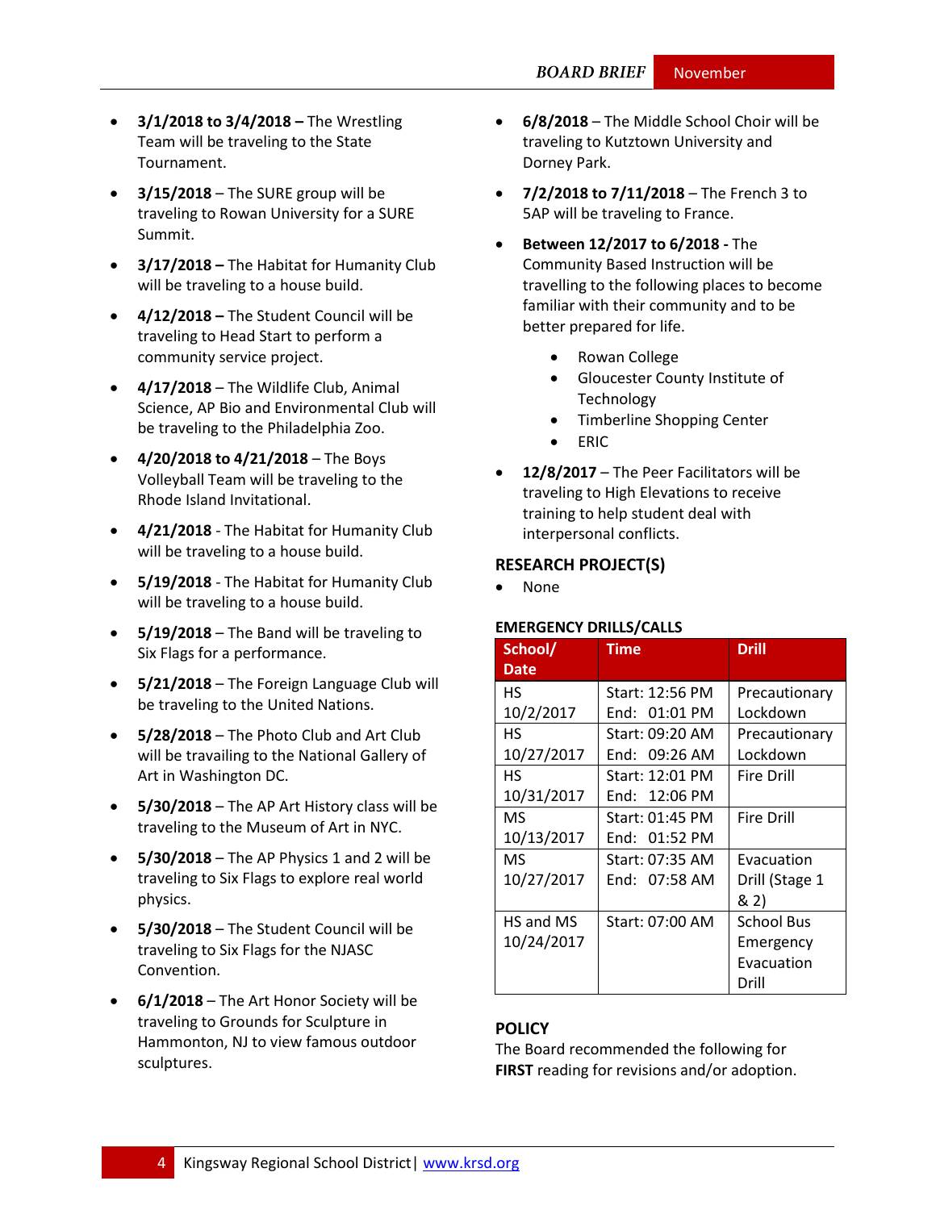- **3/1/2018 to 3/4/2018 –** The Wrestling Team will be traveling to the State Tournament.
- **3/15/2018** – The SURE group will be traveling to Rowan University for a SURE Summit.
- **3/17/2018 –** The Habitat for Humanity Club will be traveling to a house build.
- **4/12/2018 –** The Student Council will be traveling to Head Start to perform a community service project.
- **4/17/2018** – The Wildlife Club, Animal Science, AP Bio and Environmental Club will be traveling to the Philadelphia Zoo.
- **4/20/2018 to 4/21/2018** – The Boys Volleyball Team will be traveling to the Rhode Island Invitational.
- **4/21/2018** - The Habitat for Humanity Club will be traveling to a house build.
- **5/19/2018** - The Habitat for Humanity Club will be traveling to a house build.
- **5/19/2018** – The Band will be traveling to Six Flags for a performance.
- **5/21/2018** – The Foreign Language Club will be traveling to the United Nations.
- **5/28/2018** – The Photo Club and Art Club will be travailing to the National Gallery of Art in Washington DC.
- **5/30/2018** – The AP Art History class will be traveling to the Museum of Art in NYC.
- **5/30/2018** – The AP Physics 1 and 2 will be traveling to Six Flags to explore real world physics.
- **5/30/2018** – The Student Council will be traveling to Six Flags for the NJASC Convention.
- **6/1/2018** – The Art Honor Society will be traveling to Grounds for Sculpture in Hammonton, NJ to view famous outdoor sculptures.
- **6/8/2018** – The Middle School Choir will be traveling to Kutztown University and Dorney Park.
- **7/2/2018 to 7/11/2018** – The French 3 to 5AP will be traveling to France.
- **Between 12/2017 to 6/2018 -** The Community Based Instruction will be travelling to the following places to become familiar with their community and to be better prepared for life.
  - Rowan College
  - Gloucester County Institute of Technology
  - Timberline Shopping Center
  - ERIC
- **12/8/2017** – The Peer Facilitators will be traveling to High Elevations to receive training to help student deal with interpersonal conflicts.

## RESEARCH PROJECT(S)

- None

### EMERGENCY DRILLS/CALLS

| School/ Date | Time | Drill |
|---|---|---|
| HS 10/2/2017 | Start: 12:56 PM End: 01:01 PM | Precautionary Lockdown |
| HS 10/27/2017 | Start: 09:20 AM End: 09:26 AM | Precautionary Lockdown |
| HS 10/31/2017 | Start: 12:01 PM End: 12:06 PM | Fire Drill |
| MS 10/13/2017 | Start: 01:45 PM End: 01:52 PM | Fire Drill |
| MS 10/27/2017 | Start: 07:35 AM End: 07:58 AM | Evacuation Drill (Stage 1 & 2) |
| HS and MS 10/24/2017 | Start: 07:00 AM | School Bus Emergency Evacuation Drill |

## POLICY

The Board recommended the following for **FIRST** reading for revisions and/or adoption.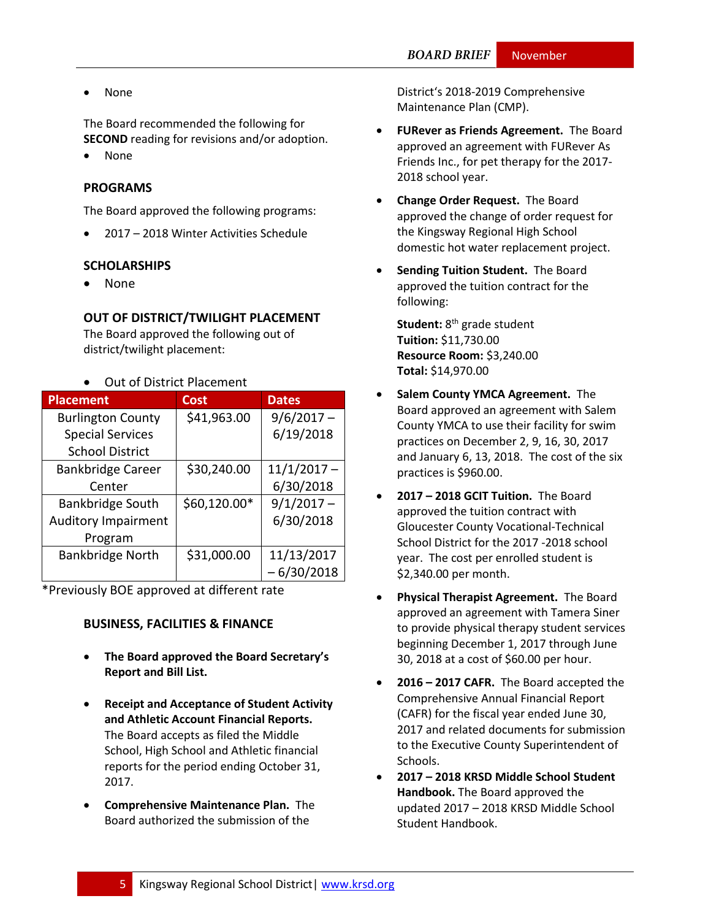- None

The Board recommended the following for **SECOND** reading for revisions and/or adoption.

- None

### PROGRAMS

The Board approved the following programs:

- 2017 – 2018 Winter Activities Schedule

### SCHOLARSHIPS

- None

### OUT OF DISTRICT/TWILIGHT PLACEMENT

The Board approved the following out of district/twilight placement:

- Out of District Placement

| Placement | Cost | Dates |
|---|---|---|
| Burlington County Special Services School District | $41,963.00 | 9/6/2017 – 6/19/2018 |
| Bankbridge Career Center | $30,240.00 | 11/1/2017 – 6/30/2018 |
| Bankbridge South Auditory Impairment Program | $60,120.00* | 9/1/2017 – 6/30/2018 |
| Bankbridge North | $31,000.00 | 11/13/2017 – 6/30/2018 |

*Previously BOE approved at different rate

### BUSINESS, FACILITIES & FINANCE

- **The Board approved the Board Secretary's Report and Bill List.**
- **Receipt and Acceptance of Student Activity and Athletic Account Financial Reports.** The Board accepts as filed the Middle School, High School and Athletic financial reports for the period ending October 31, 2017.
- **Comprehensive Maintenance Plan.** The Board authorized the submission of the District's 2018-2019 Comprehensive Maintenance Plan (CMP).
- **FURever as Friends Agreement.** The Board approved an agreement with FURever As Friends Inc., for pet therapy for the 2017-2018 school year.
- **Change Order Request.** The Board approved the change of order request for the Kingsway Regional High School domestic hot water replacement project.
- **Sending Tuition Student.** The Board approved the tuition contract for the following:

  **Student:** 8th grade student
  **Tuition:** $11,730.00
  **Resource Room:** $3,240.00
  **Total:** $14,970.00

- **Salem County YMCA Agreement.** The Board approved an agreement with Salem County YMCA to use their facility for swim practices on December 2, 9, 16, 30, 2017 and January 6, 13, 2018. The cost of the six practices is $960.00.
- **2017 – 2018 GCIT Tuition.** The Board approved the tuition contract with Gloucester County Vocational-Technical School District for the 2017 -2018 school year. The cost per enrolled student is $2,340.00 per month.
- **Physical Therapist Agreement.** The Board approved an agreement with Tamera Siner to provide physical therapy student services beginning December 1, 2017 through June 30, 2018 at a cost of $60.00 per hour.
- **2016 – 2017 CAFR.** The Board accepted the Comprehensive Annual Financial Report (CAFR) for the fiscal year ended June 30, 2017 and related documents for submission to the Executive County Superintendent of Schools.
- **2017 – 2018 KRSD Middle School Student Handbook.** The Board approved the updated 2017 – 2018 KRSD Middle School Student Handbook.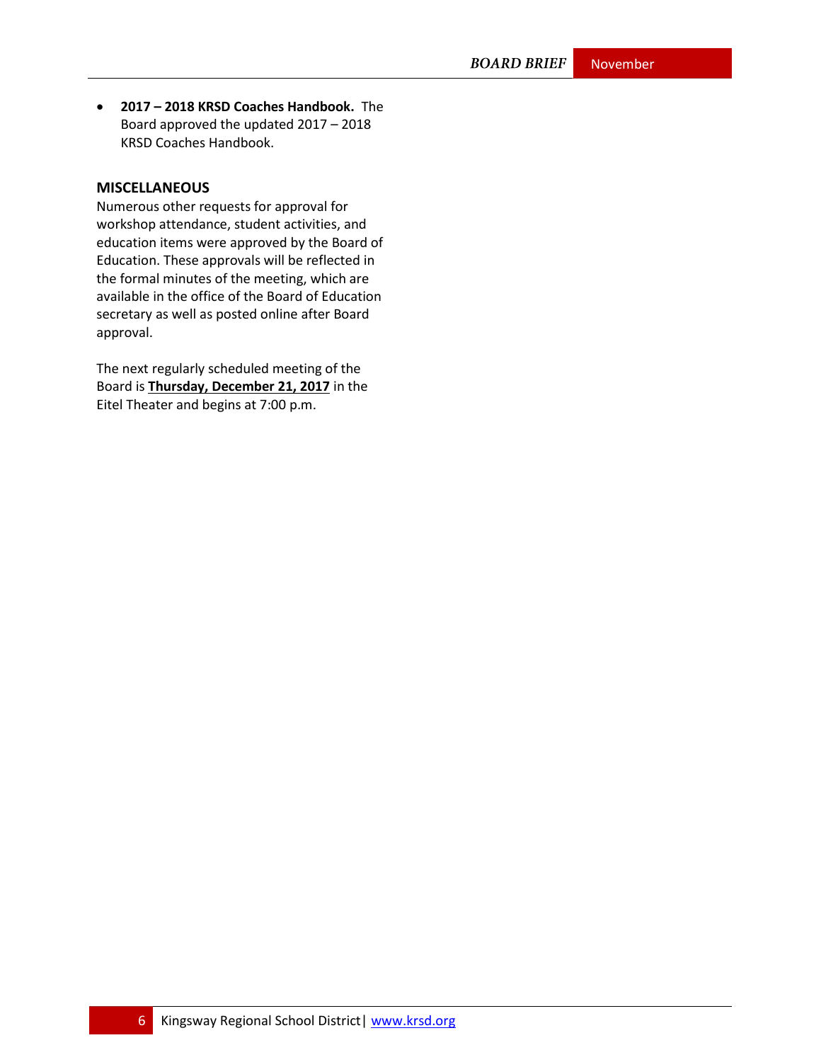- **2017 – 2018 KRSD Coaches Handbook.** The Board approved the updated 2017 – 2018 KRSD Coaches Handbook.

## MISCELLANEOUS

Numerous other requests for approval for workshop attendance, student activities, and education items were approved by the Board of Education. These approvals will be reflected in the formal minutes of the meeting, which are available in the office of the Board of Education secretary as well as posted online after Board approval.

The next regularly scheduled meeting of the Board is **Thursday, December 21, 2017** in the Eitel Theater and begins at 7:00 p.m.